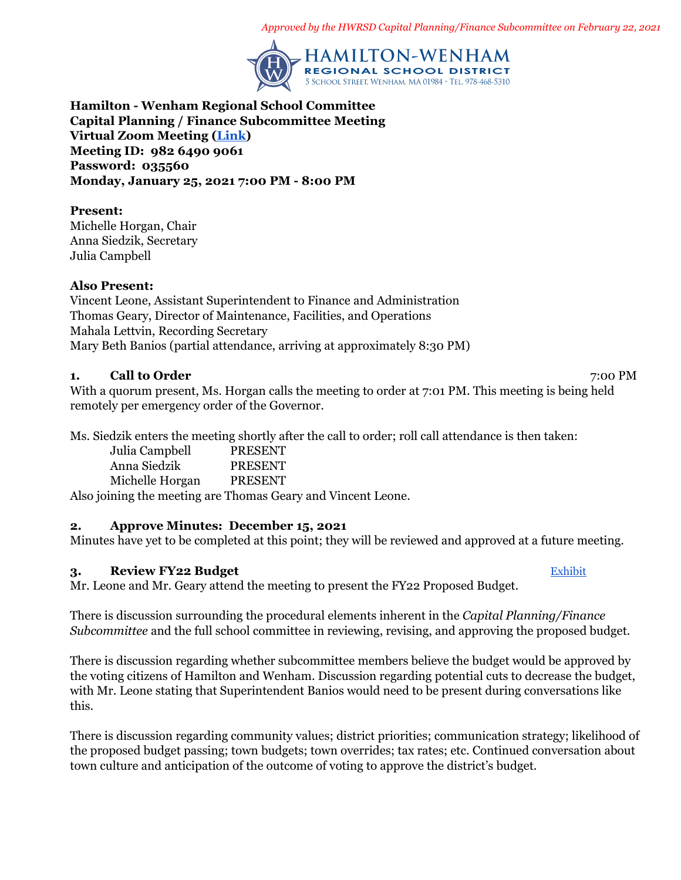*Approved by the HWRSD Capital Planning/Finance Subcommittee on February 22, 2021*

HAMILTON-WENHAM
REGIONAL SCHOOL DISTRICT
5 School Street, Wenham, MA 01984 • Tel. 978-468-5310

**Hamilton - Wenham Regional School Committee**
**Capital Planning / Finance Subcommittee Meeting**
**Virtual Zoom Meeting (Link)**
**Meeting ID: 982 6490 9061**
**Password: 035560**
**Monday, January 25, 2021 7:00 PM - 8:00 PM**

**Present:**
Michelle Horgan, Chair
Anna Siedzik, Secretary
Julia Campbell

**Also Present:**
Vincent Leone, Assistant Superintendent to Finance and Administration
Thomas Geary, Director of Maintenance, Facilities, and Operations
Mahala Lettvin, Recording Secretary
Mary Beth Banios (partial attendance, arriving at approximately 8:30 PM)

### 1. Call to Order 7:00 PM

With a quorum present, Ms. Horgan calls the meeting to order at 7:01 PM. This meeting is being held remotely per emergency order of the Governor.

Ms. Siedzik enters the meeting shortly after the call to order; roll call attendance is then taken:

| | |
|---|---|
| Julia Campbell | PRESENT |
| Anna Siedzik | PRESENT |
| Michelle Horgan | PRESENT |

Also joining the meeting are Thomas Geary and Vincent Leone.

### 2. Approve Minutes: December 15, 2021

Minutes have yet to be completed at this point; they will be reviewed and approved at a future meeting.

### 3. Review FY22 Budget Exhibit

Mr. Leone and Mr. Geary attend the meeting to present the FY22 Proposed Budget.

There is discussion surrounding the procedural elements inherent in the *Capital Planning/Finance Subcommittee* and the full school committee in reviewing, revising, and approving the proposed budget.

There is discussion regarding whether subcommittee members believe the budget would be approved by the voting citizens of Hamilton and Wenham. Discussion regarding potential cuts to decrease the budget, with Mr. Leone stating that Superintendent Banios would need to be present during conversations like this.

There is discussion regarding community values; district priorities; communication strategy; likelihood of the proposed budget passing; town budgets; town overrides; tax rates; etc. Continued conversation about town culture and anticipation of the outcome of voting to approve the district's budget.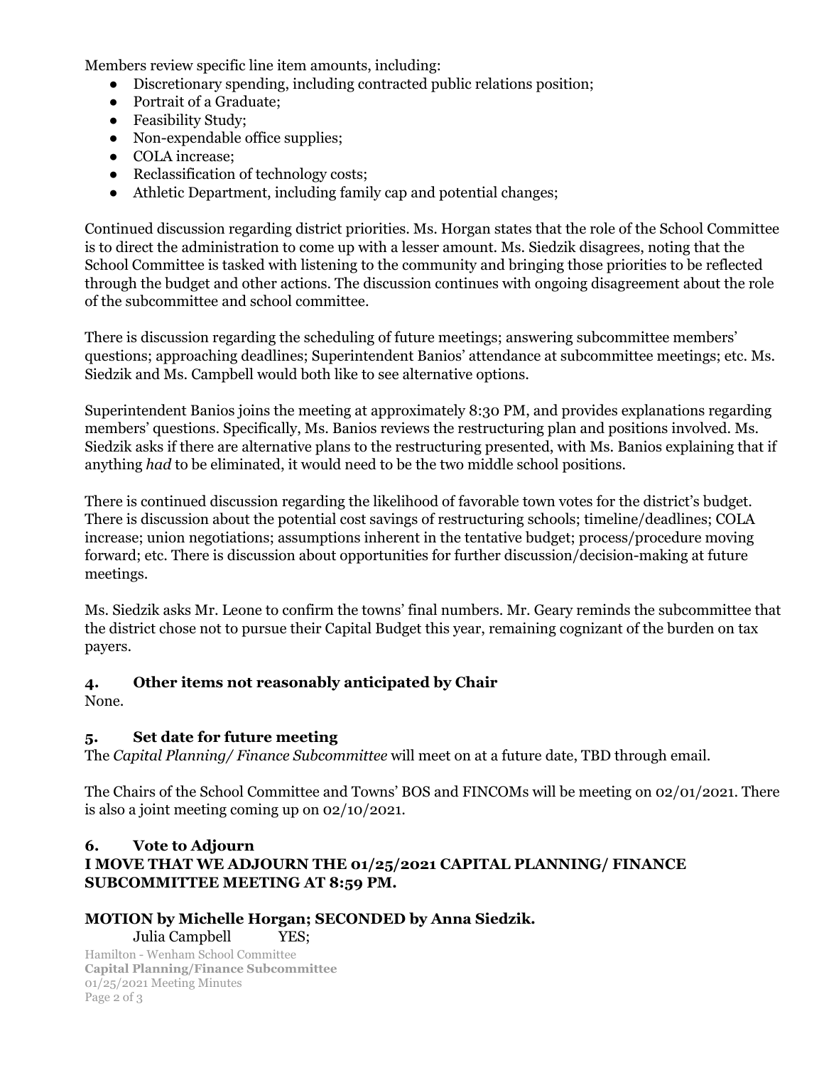Members review specific line item amounts, including:

- Discretionary spending, including contracted public relations position;
- Portrait of a Graduate;
- Feasibility Study;
- Non-expendable office supplies;
- COLA increase;
- Reclassification of technology costs;
- Athletic Department, including family cap and potential changes;

Continued discussion regarding district priorities. Ms. Horgan states that the role of the School Committee is to direct the administration to come up with a lesser amount. Ms. Siedzik disagrees, noting that the School Committee is tasked with listening to the community and bringing those priorities to be reflected through the budget and other actions. The discussion continues with ongoing disagreement about the role of the subcommittee and school committee.

There is discussion regarding the scheduling of future meetings; answering subcommittee members' questions; approaching deadlines; Superintendent Banios' attendance at subcommittee meetings; etc. Ms. Siedzik and Ms. Campbell would both like to see alternative options.

Superintendent Banios joins the meeting at approximately 8:30 PM, and provides explanations regarding members' questions. Specifically, Ms. Banios reviews the restructuring plan and positions involved. Ms. Siedzik asks if there are alternative plans to the restructuring presented, with Ms. Banios explaining that if anything *had* to be eliminated, it would need to be the two middle school positions.

There is continued discussion regarding the likelihood of favorable town votes for the district's budget. There is discussion about the potential cost savings of restructuring schools; timeline/deadlines; COLA increase; union negotiations; assumptions inherent in the tentative budget; process/procedure moving forward; etc. There is discussion about opportunities for further discussion/decision-making at future meetings.

Ms. Siedzik asks Mr. Leone to confirm the towns' final numbers. Mr. Geary reminds the subcommittee that the district chose not to pursue their Capital Budget this year, remaining cognizant of the burden on tax payers.

## 4. Other items not reasonably anticipated by Chair

None.

## 5. Set date for future meeting

The *Capital Planning/ Finance Subcommittee* will meet on at a future date, TBD through email.

The Chairs of the School Committee and Towns' BOS and FINCOMs will be meeting on 02/01/2021. There is also a joint meeting coming up on 02/10/2021.

## 6. Vote to Adjourn

**I MOVE THAT WE ADJOURN THE 01/25/2021 CAPITAL PLANNING/ FINANCE SUBCOMMITTEE MEETING AT 8:59 PM.**

**MOTION by Michelle Horgan; SECONDED by Anna Siedzik.**

Julia Campbell YES;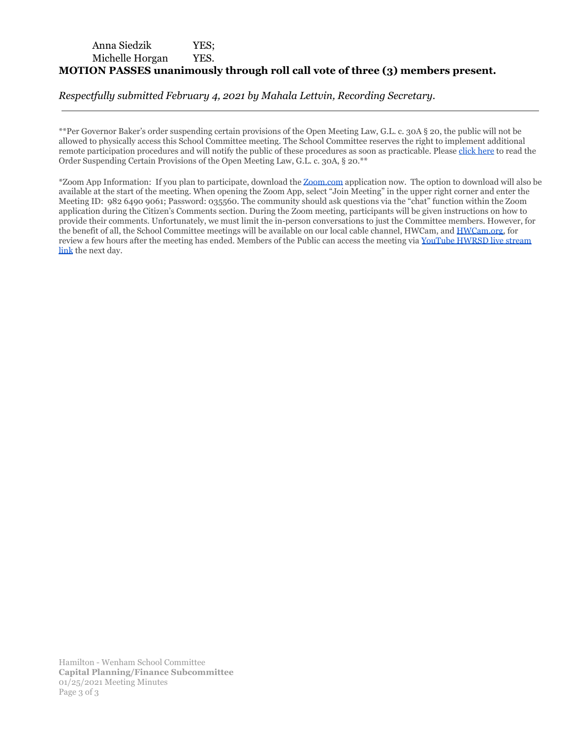Anna Siedzik YES;
Michelle Horgan YES.

**MOTION PASSES unanimously through roll call vote of three (3) members present.**

*Respectfully submitted February 4, 2021 by Mahala Lettvin, Recording Secretary.*

---

**Per Governor Baker's order suspending certain provisions of the Open Meeting Law, G.L. c. 30A § 20, the public will not be allowed to physically access this School Committee meeting. The School Committee reserves the right to implement additional remote participation procedures and will notify the public of these procedures as soon as practicable. Please click here to read the Order Suspending Certain Provisions of the Open Meeting Law, G.L. c. 30A, § 20.**

*Zoom App Information: If you plan to participate, download the Zoom.com application now. The option to download will also be available at the start of the meeting. When opening the Zoom App, select "Join Meeting" in the upper right corner and enter the Meeting ID: 982 6490 9061; Password: 035560. The community should ask questions via the "chat" function within the Zoom application during the Citizen's Comments section. During the Zoom meeting, participants will be given instructions on how to provide their comments. Unfortunately, we must limit the in-person conversations to just the Committee members. However, for the benefit of all, the School Committee meetings will be available on our local cable channel, HWCam, and HWCam.org, for review a few hours after the meeting has ended. Members of the Public can access the meeting via YouTube HWRSD live stream link the next day.